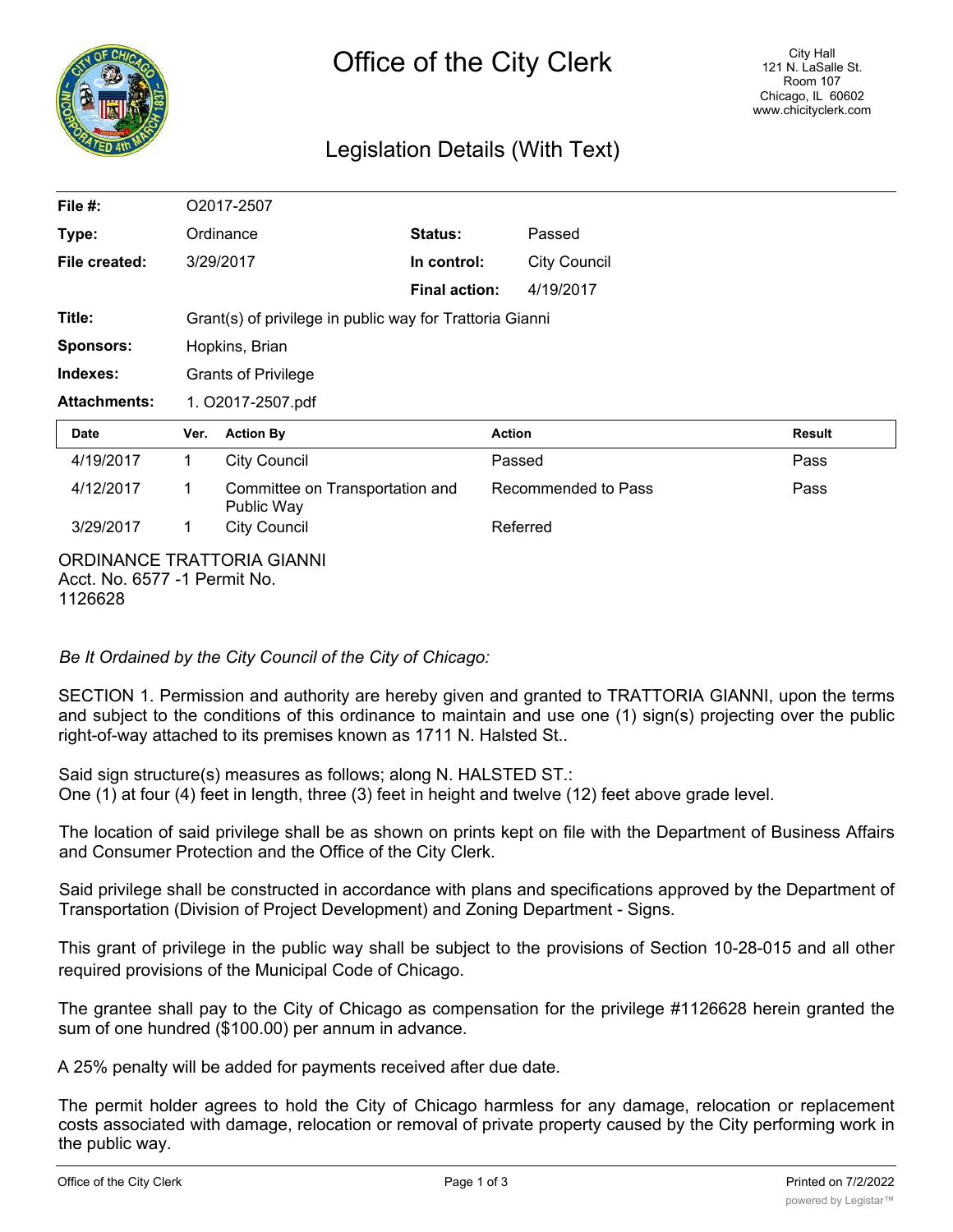# Office of the City Clerk

City Hall
121 N. LaSalle St.
Room 107
Chicago, IL 60602
www.chicityclerk.com

## Legislation Details (With Text)

| | | | |
|---|---|---|---|
| **File #:** | O2017-2507 | | |
| **Type:** | Ordinance | **Status:** | Passed |
| **File created:** | 3/29/2017 | **In control:** | City Council |
| | | **Final action:** | 4/19/2017 |
| **Title:** | Grant(s) of privilege in public way for Trattoria Gianni | | |
| **Sponsors:** | Hopkins, Brian | | |
| **Indexes:** | Grants of Privilege | | |
| **Attachments:** | 1. O2017-2507.pdf | | |

| Date | Ver. | Action By | Action | Result |
|---|---|---|---|---|
| 4/19/2017 | 1 | City Council | Passed | Pass |
| 4/12/2017 | 1 | Committee on Transportation and Public Way | Recommended to Pass | Pass |
| 3/29/2017 | 1 | City Council | Referred | |

ORDINANCE TRATTORIA GIANNI
Acct. No. 6577 -1 Permit No.
1126628

*Be It Ordained by the City Council of the City of Chicago:*

SECTION 1. Permission and authority are hereby given and granted to TRATTORIA GIANNI, upon the terms and subject to the conditions of this ordinance to maintain and use one (1) sign(s) projecting over the public right-of-way attached to its premises known as 1711 N. Halsted St..

Said sign structure(s) measures as follows; along N. HALSTED ST.:
One (1) at four (4) feet in length, three (3) feet in height and twelve (12) feet above grade level.

The location of said privilege shall be as shown on prints kept on file with the Department of Business Affairs and Consumer Protection and the Office of the City Clerk.

Said privilege shall be constructed in accordance with plans and specifications approved by the Department of Transportation (Division of Project Development) and Zoning Department - Signs.

This grant of privilege in the public way shall be subject to the provisions of Section 10-28-015 and all other required provisions of the Municipal Code of Chicago.

The grantee shall pay to the City of Chicago as compensation for the privilege #1126628 herein granted the sum of one hundred ($100.00) per annum in advance.

A 25% penalty will be added for payments received after due date.

The permit holder agrees to hold the City of Chicago harmless for any damage, relocation or replacement costs associated with damage, relocation or removal of private property caused by the City performing work in the public way.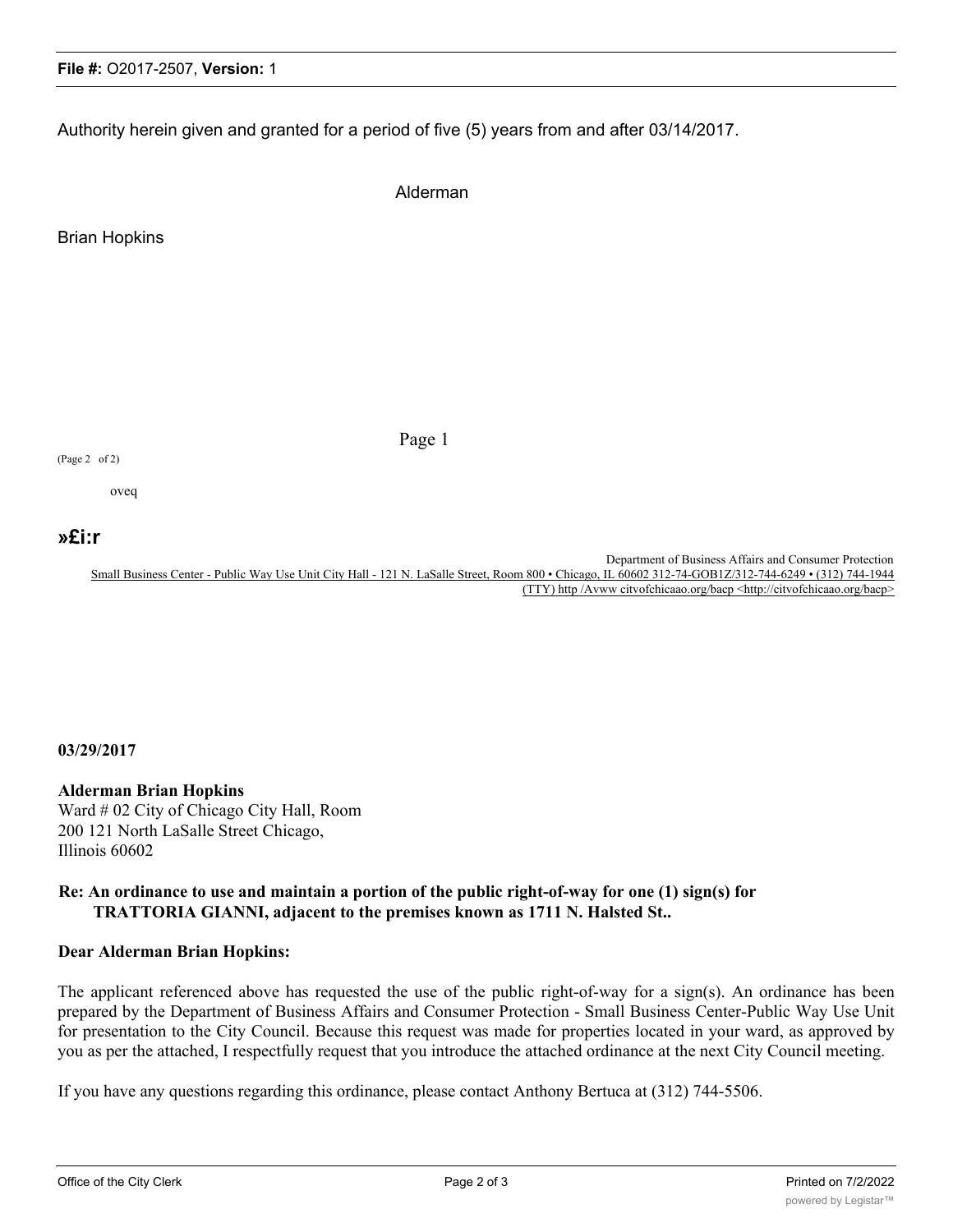Authority herein given and granted for a period of five (5) years from and after 03/14/2017.

Alderman

Brian Hopkins

(Page 2 of 2)

oveq

**»£i:r**

Department of Business Affairs and Consumer Protection
Small Business Center - Public Way Use Unit City Hall - 121 N. LaSalle Street, Room 800 • Chicago, IL 60602 312-74-GOB1Z/312-744-6249 • (312) 744-1944 (TTY) http /Avww citvofchicaao.org/bacp <http://citvofchicaao.org/bacp>

**03/29/2017**

**Alderman Brian Hopkins**
Ward # 02 City of Chicago City Hall, Room 200 121 North LaSalle Street Chicago, Illinois 60602

**Re: An ordinance to use and maintain a portion of the public right-of-way for one (1) sign(s) for TRATTORIA GIANNI, adjacent to the premises known as 1711 N. Halsted St..**

**Dear Alderman Brian Hopkins:**

The applicant referenced above has requested the use of the public right-of-way for a sign(s). An ordinance has been prepared by the Department of Business Affairs and Consumer Protection - Small Business Center-Public Way Use Unit for presentation to the City Council. Because this request was made for properties located in your ward, as approved by you as per the attached, I respectfully request that you introduce the attached ordinance at the next City Council meeting.

If you have any questions regarding this ordinance, please contact Anthony Bertuca at (312) 744-5506.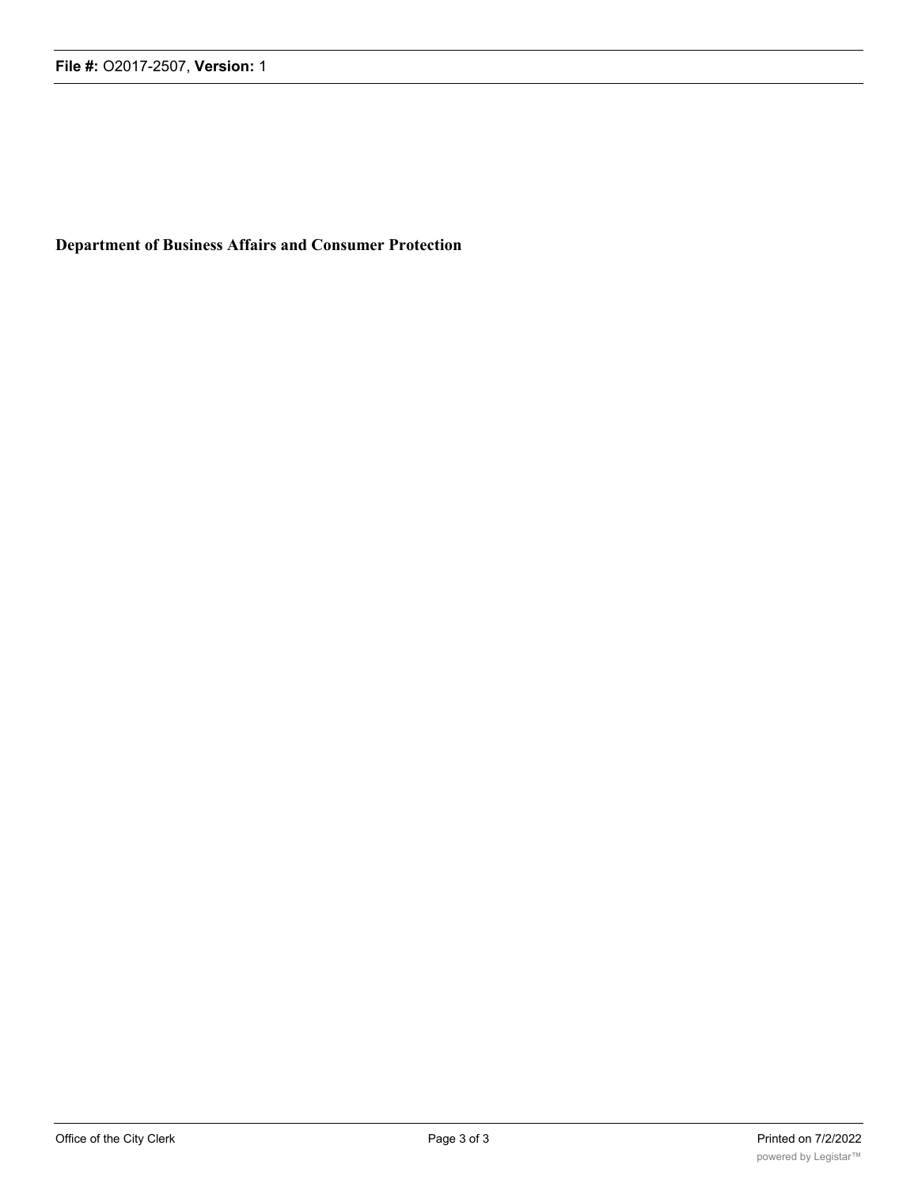**Department of Business Affairs and Consumer Protection**